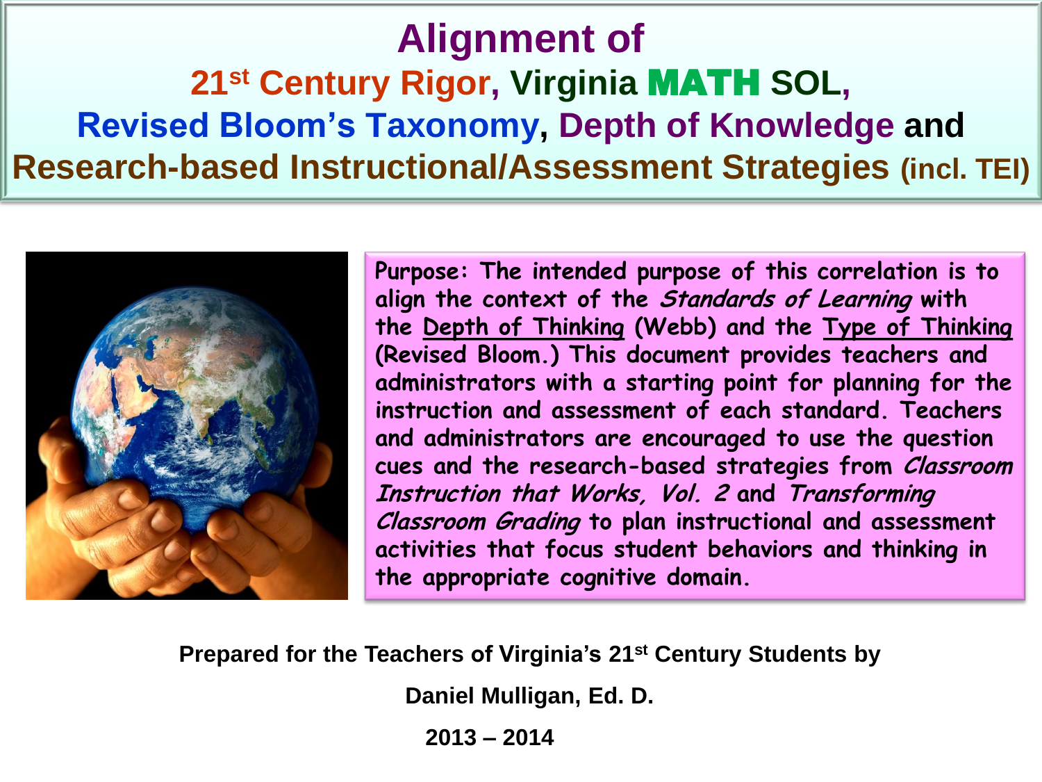# Alignment of
# 21st Century Rigor, Virginia MATH SOL, Revised Bloom's Taxonomy, Depth of Knowledge and Research-based Instructional/Assessment Strategies (incl. TEI)

**Purpose: The intended purpose of this correlation is to align the context of the *Standards of Learning* with the Depth of Thinking (Webb) and the Type of Thinking (Revised Bloom.) This document provides teachers and administrators with a starting point for planning for the instruction and assessment of each standard. Teachers and administrators are encouraged to use the question cues and the research-based strategies from *Classroom Instruction that Works, Vol. 2* and *Transforming Classroom Grading* to plan instructional and assessment activities that focus student behaviors and thinking in the appropriate cognitive domain.**

**Prepared for the Teachers of Virginia's 21st Century Students by**

**Daniel Mulligan, Ed. D.**

**2013 – 2014**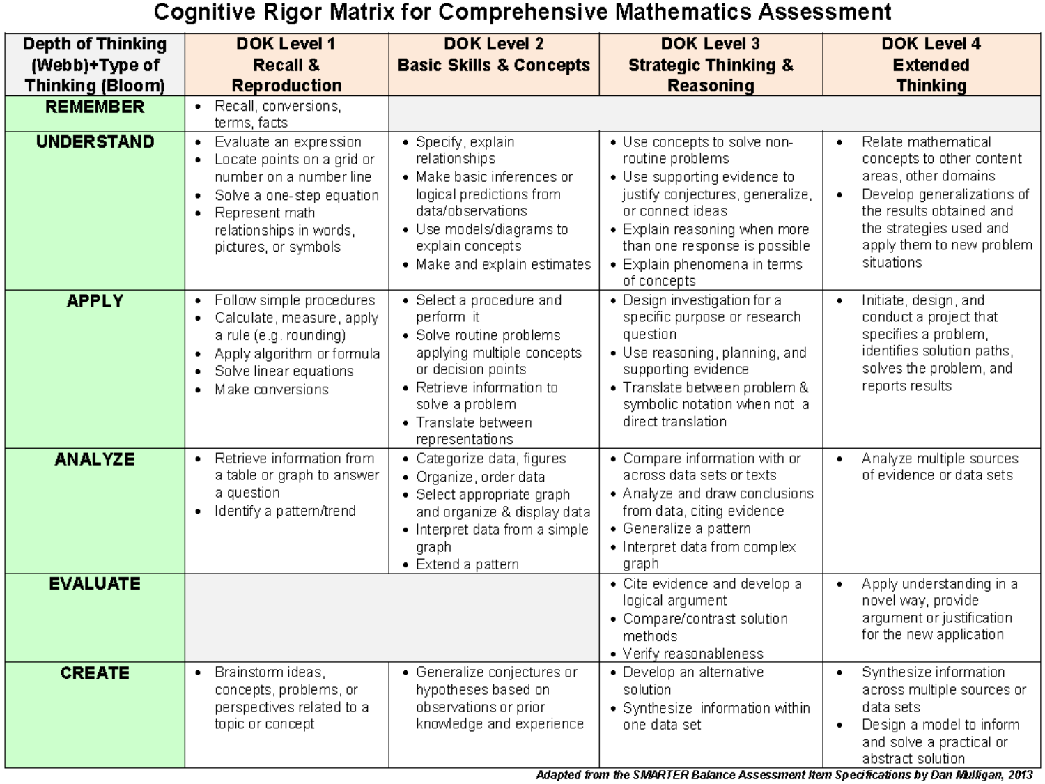# Cognitive Rigor Matrix for Comprehensive Mathematics Assessment

| Depth of Thinking (Webb)+Type of Thinking (Bloom) | DOK Level 1 Recall & Reproduction | DOK Level 2 Basic Skills & Concepts | DOK Level 3 Strategic Thinking & Reasoning | DOK Level 4 Extended Thinking |
|---|---|---|---|---|
| **REMEMBER** | • Recall, conversions, terms, facts | | | |
| **UNDERSTAND** | • Evaluate an expression<br>• Locate points on a grid or number on a number line<br>• Solve a one-step equation<br>• Represent math relationships in words, pictures, or symbols | • Specify, explain relationships<br>• Make basic inferences or logical predictions from data/observations<br>• Use models/diagrams to explain concepts<br>• Make and explain estimates | • Use concepts to solve non-routine problems<br>• Use supporting evidence to justify conjectures, generalize, or connect ideas<br>• Explain reasoning when more than one response is possible<br>• Explain phenomena in terms of concepts | • Relate mathematical concepts to other content areas, other domains<br>• Develop generalizations of the results obtained and the strategies used and apply them to new problem situations |
| **APPLY** | • Follow simple procedures<br>• Calculate, measure, apply a rule (e.g. rounding)<br>• Apply algorithm or formula<br>• Solve linear equations<br>• Make conversions | • Select a procedure and perform it<br>• Solve routine problems applying multiple concepts or decision points<br>• Retrieve information to solve a problem<br>• Translate between representations | • Design investigation for a specific purpose or research question<br>• Use reasoning, planning, and supporting evidence<br>• Translate between problem & symbolic notation when not a direct translation | • Initiate, design, and conduct a project that specifies a problem, identifies solution paths, solves the problem, and reports results |
| **ANALYZE** | • Retrieve information from a table or graph to answer a question<br>• Identify a pattern/trend | • Categorize data, figures<br>• Organize, order data<br>• Select appropriate graph and organize & display data<br>• Interpret data from a simple graph<br>• Extend a pattern | • Compare information with or across data sets or texts<br>• Analyze and draw conclusions from data, citing evidence<br>• Generalize a pattern<br>• Interpret data from complex graph | • Analyze multiple sources of evidence or data sets |
| **EVALUATE** | | | • Cite evidence and develop a logical argument<br>• Compare/contrast solution methods<br>• Verify reasonableness | • Apply understanding in a novel way, provide argument or justification for the new application |
| **CREATE** | • Brainstorm ideas, concepts, problems, or perspectives related to a topic or concept | • Generalize conjectures or hypotheses based on observations or prior knowledge and experience | • Develop an alternative solution<br>• Synthesize information within one data set | • Synthesize information across multiple sources or data sets<br>• Design a model to inform and solve a practical or abstract solution |

*Adapted from the SMARTER Balance Assessment Item Specifications by Dan Mulligan, 2013*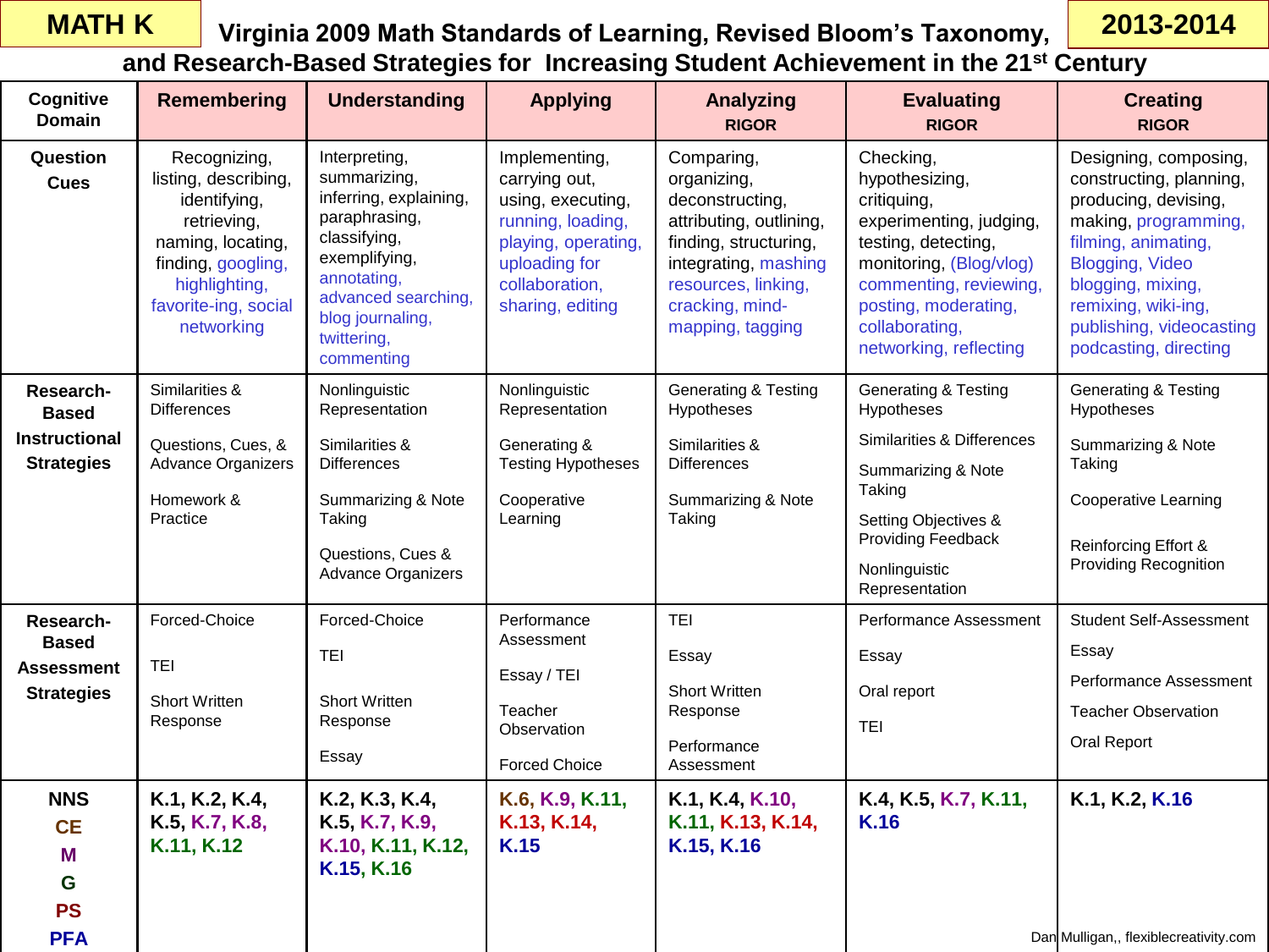**MATH K** | **2013-2014**

# Virginia 2009 Math Standards of Learning, Revised Bloom's Taxonomy, and Research-Based Strategies for Increasing Student Achievement in the 21st Century

| Cognitive Domain | Remembering | Understanding | Applying | Analyzing RIGOR | Evaluating RIGOR | Creating RIGOR |
|---|---|---|---|---|---|---|
| **Question Cues** | Recognizing, listing, describing, identifying, retrieving, naming, locating, finding, googling, highlighting, favorite-ing, social networking | Interpreting, summarizing, inferring, explaining, paraphrasing, classifying, exemplifying, annotating, advanced searching, blog journaling, twittering, commenting | Implementing, carrying out, using, executing, running, loading, playing, operating, uploading for collaboration, sharing, editing | Comparing, organizing, deconstructing, attributing, outlining, finding, structuring, integrating, mashing resources, linking, cracking, mind-mapping, tagging | Checking, hypothesizing, critiquing, experimenting, judging, testing, detecting, monitoring, (Blog/vlog) commenting, reviewing, posting, moderating, collaborating, networking, reflecting | Designing, composing, constructing, planning, producing, devising, making, programming, filming, animating, Blogging, Video blogging, mixing, remixing, wiki-ing, publishing, videocasting podcasting, directing |
| **Research-Based Instructional Strategies** | Similarities & Differences<br><br>Questions, Cues, & Advance Organizers<br><br>Homework & Practice | Nonlinguistic Representation<br><br>Similarities & Differences<br><br>Summarizing & Note Taking<br><br>Questions, Cues & Advance Organizers | Nonlinguistic Representation<br><br>Generating & Testing Hypotheses<br><br>Cooperative Learning | Generating & Testing Hypotheses<br><br>Similarities & Differences<br><br>Summarizing & Note Taking | Generating & Testing Hypotheses<br><br>Similarities & Differences<br><br>Summarizing & Note Taking<br><br>Setting Objectives & Providing Feedback<br><br>Nonlinguistic Representation | Generating & Testing Hypotheses<br><br>Summarizing & Note Taking<br><br>Cooperative Learning<br><br>Reinforcing Effort & Providing Recognition |
| **Research-Based Assessment Strategies** | Forced-Choice<br><br>TEI<br><br>Short Written Response | Forced-Choice<br><br>TEI<br><br>Short Written Response<br><br>Essay | Performance Assessment<br><br>Essay / TEI<br><br>Teacher Observation<br><br>Forced Choice | TEI<br><br>Essay<br><br>Short Written Response<br><br>Performance Assessment | Performance Assessment<br><br>Essay<br><br>Oral report<br><br>TEI | Student Self-Assessment<br><br>Essay<br><br>Performance Assessment<br><br>Teacher Observation<br><br>Oral Report |
| **NNS**<br>**CE**<br>**M**<br>**G**<br>**PS**<br>**PFA** | **K.1, K.2, K.4, K.5, K.7, K.8, K.11, K.12** | **K.2, K.3, K.4, K.5, K.7, K.9, K.10, K.11, K.12, K.15, K.16** | **K.6, K.9, K.11, K.13, K.14, K.15** | **K.1, K.4, K.10, K.11, K.13, K.14, K.15, K.16** | **K.4, K.5, K.7, K.11, K.16** | **K.1, K.2, K.16** |

Dan Mulligan,, flexiblecreativity.com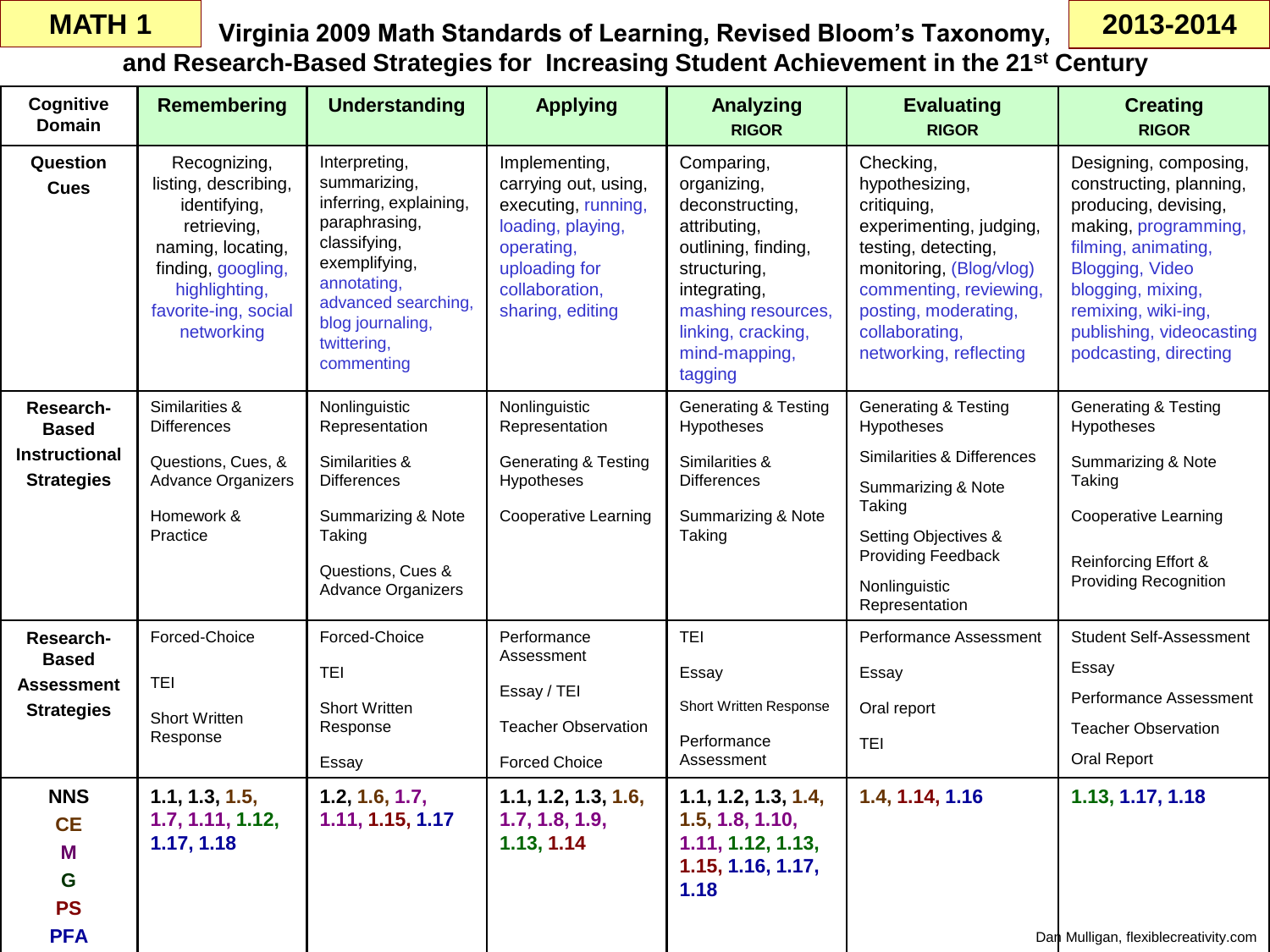**MATH 1** | **2013-2014**

# Virginia 2009 Math Standards of Learning, Revised Bloom's Taxonomy, and Research-Based Strategies for Increasing Student Achievement in the 21st Century

| Cognitive Domain | Remembering | Understanding | Applying | Analyzing RIGOR | Evaluating RIGOR | Creating RIGOR |
|---|---|---|---|---|---|---|
| **Question Cues** | Recognizing, listing, describing, identifying, retrieving, naming, locating, finding, googling, highlighting, favorite-ing, social networking | Interpreting, summarizing, inferring, explaining, paraphrasing, classifying, exemplifying, annotating, advanced searching, blog journaling, twittering, commenting | Implementing, carrying out, using, executing, running, loading, playing, operating, uploading for collaboration, sharing, editing | Comparing, organizing, deconstructing, attributing, outlining, finding, structuring, integrating, mashing resources, linking, cracking, mind-mapping, tagging | Checking, hypothesizing, critiquing, experimenting, judging, testing, detecting, monitoring, (Blog/vlog) commenting, reviewing, posting, moderating, collaborating, networking, reflecting | Designing, composing, constructing, planning, producing, devising, making, programming, filming, animating, Blogging, Video blogging, mixing, remixing, wiki-ing, publishing, videocasting podcasting, directing |
| **Research-Based Instructional Strategies** | Similarities & Differences<br>Questions, Cues, & Advance Organizers<br>Homework & Practice | Nonlinguistic Representation<br>Similarities & Differences<br>Summarizing & Note Taking<br>Questions, Cues & Advance Organizers | Nonlinguistic Representation<br>Generating & Testing Hypotheses<br>Cooperative Learning | Generating & Testing Hypotheses<br>Similarities & Differences<br>Summarizing & Note Taking | Generating & Testing Hypotheses<br>Similarities & Differences<br>Summarizing & Note Taking<br>Setting Objectives & Providing Feedback<br>Nonlinguistic Representation | Generating & Testing Hypotheses<br>Summarizing & Note Taking<br>Cooperative Learning<br>Reinforcing Effort & Providing Recognition |
| **Research-Based Assessment Strategies** | Forced-Choice<br>TEI<br>Short Written Response | Forced-Choice<br>TEI<br>Short Written Response<br>Essay | Performance Assessment<br>Essay / TEI<br>Teacher Observation<br>Forced Choice | TEI<br>Essay<br>Short Written Response<br>Performance Assessment | Performance Assessment<br>Essay<br>Oral report<br>TEI | Student Self-Assessment<br>Essay<br>Performance Assessment<br>Teacher Observation<br>Oral Report |
| **NNS**<br>**CE**<br>**M**<br>**G**<br>**PS**<br>**PFA** | **1.1, 1.3, 1.5, 1.7, 1.11, 1.12, 1.17, 1.18** | **1.2, 1.6, 1.7, 1.11, 1.15, 1.17** | **1.1, 1.2, 1.3, 1.6, 1.7, 1.8, 1.9, 1.13, 1.14** | **1.1, 1.2, 1.3, 1.4, 1.5, 1.8, 1.10, 1.11, 1.12, 1.13, 1.15, 1.16, 1.17, 1.18** | **1.4, 1.14, 1.16** | **1.13, 1.17, 1.18** |

Dan Mulligan, flexiblecreativity.com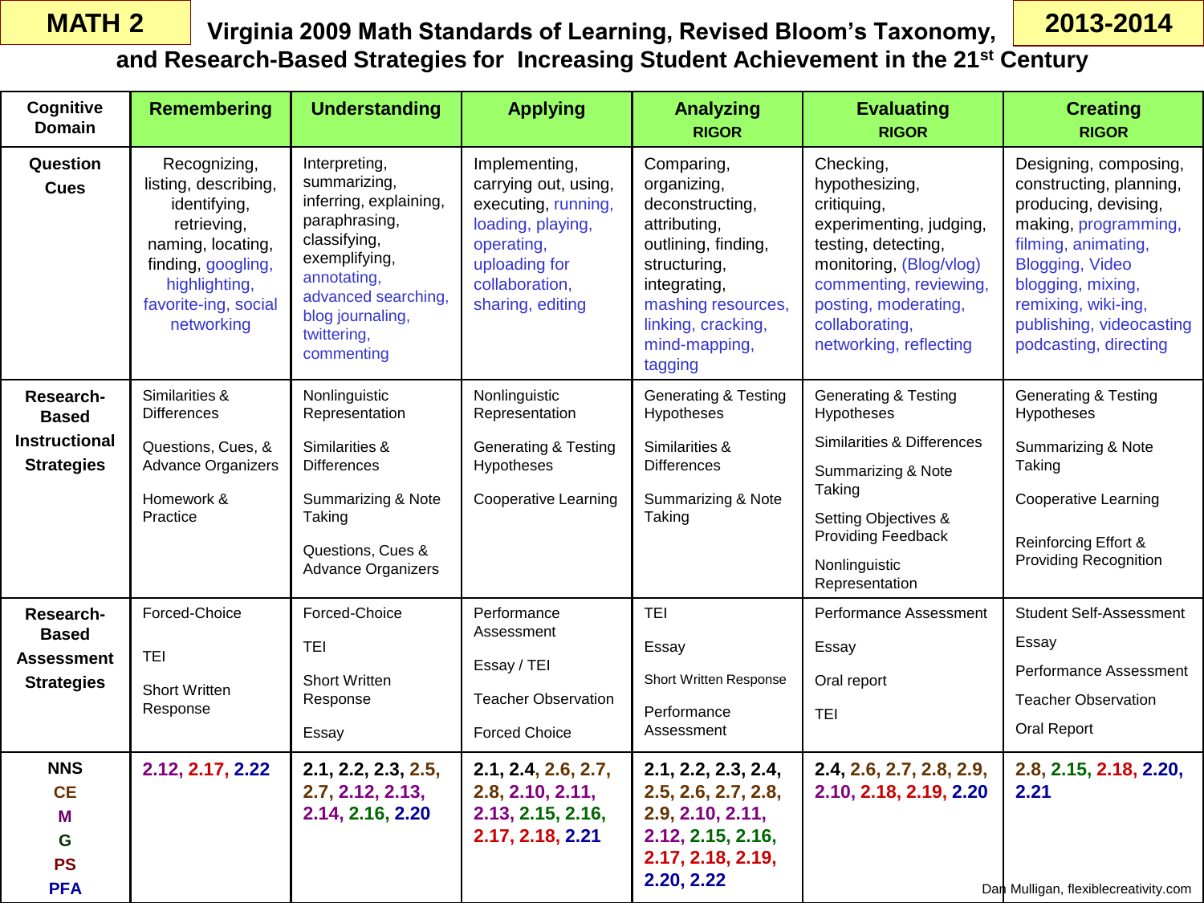**MATH 2** — **Virginia 2009 Math Standards of Learning, Revised Bloom's Taxonomy, and Research-Based Strategies for Increasing Student Achievement in the 21st Century** — **2013-2014**

| Cognitive Domain | Remembering | Understanding | Applying | Analyzing RIGOR | Evaluating RIGOR | Creating RIGOR |
|---|---|---|---|---|---|---|
| **Question Cues** | Recognizing, listing, describing, identifying, retrieving, naming, locating, finding, googling, highlighting, favorite-ing, social networking | Interpreting, summarizing, inferring, explaining, paraphrasing, classifying, exemplifying, annotating, advanced searching, blog journaling, twittering, commenting | Implementing, carrying out, using, executing, running, loading, playing, operating, uploading for collaboration, sharing, editing | Comparing, organizing, deconstructing, attributing, outlining, finding, structuring, integrating, mashing resources, linking, cracking, mind-mapping, tagging | Checking, hypothesizing, critiquing, experimenting, judging, testing, detecting, monitoring, (Blog/vlog) commenting, reviewing, posting, moderating, collaborating, networking, reflecting | Designing, composing, constructing, planning, producing, devising, making, programming, filming, animating, Blogging, Video blogging, mixing, remixing, wiki-ing, publishing, videocasting podcasting, directing |
| **Research-Based Instructional Strategies** | Similarities & Differences<br>Questions, Cues, & Advance Organizers<br>Homework & Practice | Nonlinguistic Representation<br>Similarities & Differences<br>Summarizing & Note Taking<br>Questions, Cues & Advance Organizers | Nonlinguistic Representation<br>Generating & Testing Hypotheses<br>Cooperative Learning | Generating & Testing Hypotheses<br>Similarities & Differences<br>Summarizing & Note Taking | Generating & Testing Hypotheses<br>Similarities & Differences<br>Summarizing & Note Taking<br>Setting Objectives & Providing Feedback<br>Nonlinguistic Representation | Generating & Testing Hypotheses<br>Summarizing & Note Taking<br>Cooperative Learning<br>Reinforcing Effort & Providing Recognition |
| **Research-Based Assessment Strategies** | Forced-Choice<br>TEI<br>Short Written Response | Forced-Choice<br>TEI<br>Short Written Response<br>Essay | Performance Assessment<br>Essay / TEI<br>Teacher Observation<br>Forced Choice | TEI<br>Essay<br>Short Written Response<br>Performance Assessment | Performance Assessment<br>Essay<br>Oral report<br>TEI | Student Self-Assessment<br>Essay<br>Performance Assessment<br>Teacher Observation<br>Oral Report |
| **NNS CE M G PS PFA** | **2.12, 2.17, 2.22** | **2.1, 2.2, 2.3, 2.5, 2.7, 2.12, 2.13, 2.14, 2.16, 2.20** | **2.1, 2.4, 2.6, 2.7, 2.8, 2.10, 2.11, 2.13, 2.15, 2.16, 2.17, 2.18, 2.21** | **2.1, 2.2, 2.3, 2.4, 2.5, 2.6, 2.7, 2.8, 2.9, 2.10, 2.11, 2.12, 2.15, 2.16, 2.17, 2.18, 2.19, 2.20, 2.22** | **2.4, 2.6, 2.7, 2.8, 2.9, 2.10, 2.18, 2.19, 2.20** | **2.8, 2.15, 2.18, 2.20, 2.21** |

Dan Mulligan, flexiblecreativity.com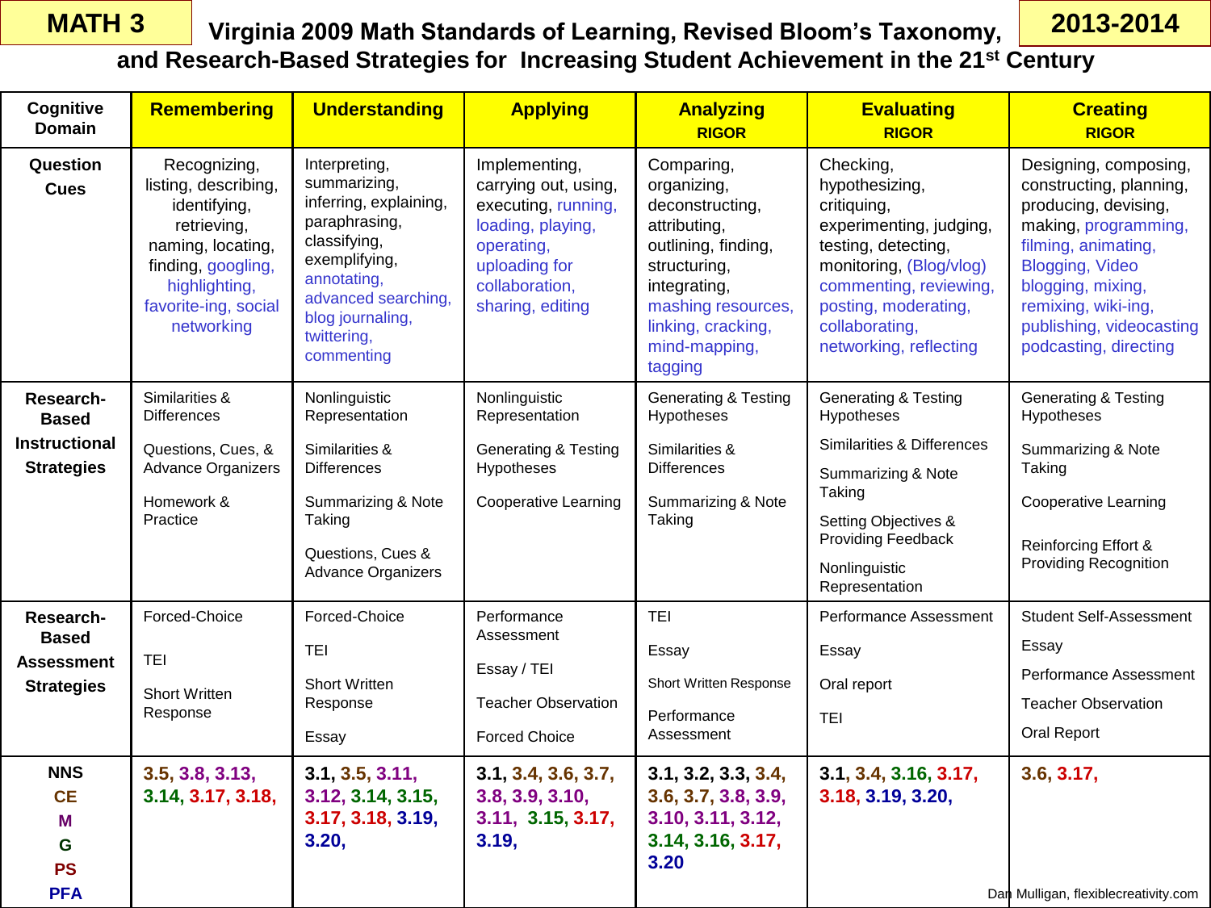MATH 3 | 2013-2014

# Virginia 2009 Math Standards of Learning, Revised Bloom's Taxonomy, and Research-Based Strategies for Increasing Student Achievement in the 21st Century

| Cognitive Domain | Remembering | Understanding | Applying | Analyzing RIGOR | Evaluating RIGOR | Creating RIGOR |
|---|---|---|---|---|---|---|
| Question Cues | Recognizing, listing, describing, identifying, retrieving, naming, locating, finding, googling, highlighting, favorite-ing, social networking | Interpreting, summarizing, inferring, explaining, paraphrasing, classifying, exemplifying, annotating, advanced searching, blog journaling, twittering, commenting | Implementing, carrying out, using, executing, running, loading, playing, operating, uploading for collaboration, sharing, editing | Comparing, organizing, deconstructing, attributing, outlining, finding, structuring, integrating, mashing resources, linking, cracking, mind-mapping, tagging | Checking, hypothesizing, critiquing, experimenting, judging, testing, detecting, monitoring, (Blog/vlog) commenting, reviewing, posting, moderating, collaborating, networking, reflecting | Designing, composing, constructing, planning, producing, devising, making, programming, filming, animating, Blogging, Video blogging, mixing, remixing, wiki-ing, publishing, videocasting podcasting, directing |
| Research-Based Instructional Strategies | Similarities & Differences<br>Questions, Cues, & Advance Organizers<br>Homework & Practice | Nonlinguistic Representation<br>Similarities & Differences<br>Summarizing & Note Taking<br>Questions, Cues & Advance Organizers | Nonlinguistic Representation<br>Generating & Testing Hypotheses<br>Cooperative Learning | Generating & Testing Hypotheses<br>Similarities & Differences<br>Summarizing & Note Taking | Generating & Testing Hypotheses<br>Similarities & Differences<br>Summarizing & Note Taking<br>Setting Objectives & Providing Feedback<br>Nonlinguistic Representation | Generating & Testing Hypotheses<br>Summarizing & Note Taking<br>Cooperative Learning<br>Reinforcing Effort & Providing Recognition |
| Research-Based Assessment Strategies | Forced-Choice<br>TEI<br>Short Written Response | Forced-Choice<br>TEI<br>Short Written Response<br>Essay | Performance Assessment<br>Essay / TEI<br>Teacher Observation<br>Forced Choice | TEI<br>Essay<br>Short Written Response<br>Performance Assessment | Performance Assessment<br>Essay<br>Oral report<br>TEI | Student Self-Assessment<br>Essay<br>Performance Assessment<br>Teacher Observation<br>Oral Report |
| NNS<br>CE<br>M<br>G<br>PS<br>PFA | 3.5, 3.8, 3.13, 3.14, 3.17, 3.18, | 3.1, 3.5, 3.11, 3.12, 3.14, 3.15, 3.17, 3.18, 3.19, 3.20, | 3.1, 3.4, 3.6, 3.7, 3.8, 3.9, 3.10, 3.11, 3.15, 3.17, 3.19, | 3.1, 3.2, 3.3, 3.4, 3.6, 3.7, 3.8, 3.9, 3.10, 3.11, 3.12, 3.14, 3.16, 3.17, 3.20 | 3.1, 3.4, 3.16, 3.17, 3.18, 3.19, 3.20, | 3.6, 3.17, |

Dan Mulligan, flexiblecreativity.com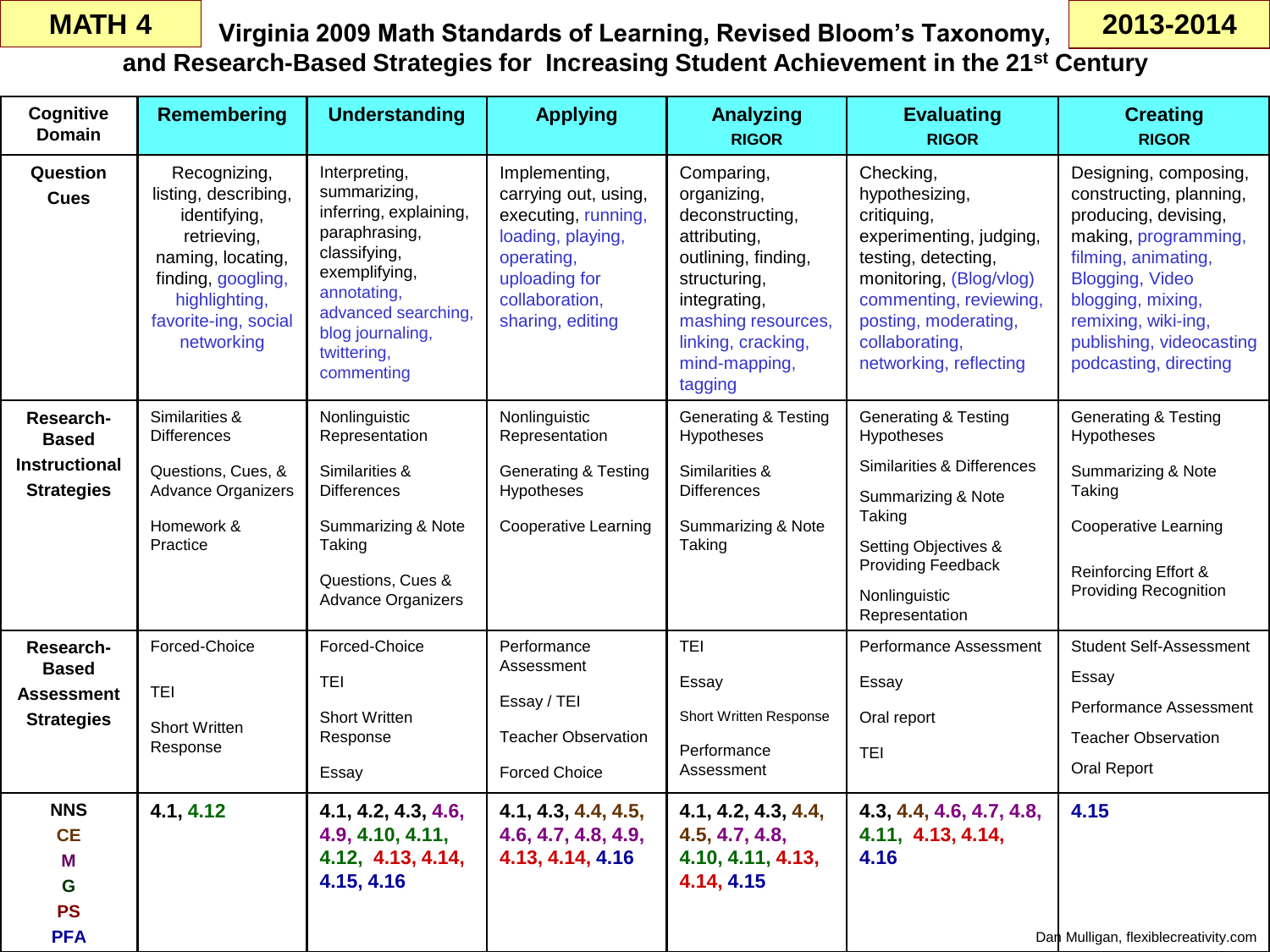**MATH 4** **2013-2014**

# Virginia 2009 Math Standards of Learning, Revised Bloom's Taxonomy, and Research-Based Strategies for Increasing Student Achievement in the 21st Century

| Cognitive Domain | Remembering | Understanding | Applying | Analyzing RIGOR | Evaluating RIGOR | Creating RIGOR |
|---|---|---|---|---|---|---|
| **Question Cues** | Recognizing, listing, describing, identifying, retrieving, naming, locating, finding, googling, highlighting, favorite-ing, social networking | Interpreting, summarizing, inferring, explaining, paraphrasing, classifying, exemplifying, annotating, advanced searching, blog journaling, twittering, commenting | Implementing, carrying out, using, executing, running, loading, playing, operating, uploading for collaboration, sharing, editing | Comparing, organizing, deconstructing, attributing, outlining, finding, structuring, integrating, mashing resources, linking, cracking, mind-mapping, tagging | Checking, hypothesizing, critiquing, experimenting, judging, testing, detecting, monitoring, (Blog/vlog) commenting, reviewing, posting, moderating, collaborating, networking, reflecting | Designing, composing, constructing, planning, producing, devising, making, programming, filming, animating, Blogging, Video blogging, mixing, remixing, wiki-ing, publishing, videocasting podcasting, directing |
| **Research-Based Instructional Strategies** | Similarities & Differences<br>Questions, Cues, & Advance Organizers<br>Homework & Practice | Nonlinguistic Representation<br>Similarities & Differences<br>Summarizing & Note Taking<br>Questions, Cues & Advance Organizers | Nonlinguistic Representation<br>Generating & Testing Hypotheses<br>Cooperative Learning | Generating & Testing Hypotheses<br>Similarities & Differences<br>Summarizing & Note Taking | Generating & Testing Hypotheses<br>Similarities & Differences<br>Summarizing & Note Taking<br>Setting Objectives & Providing Feedback<br>Nonlinguistic Representation | Generating & Testing Hypotheses<br>Summarizing & Note Taking<br>Cooperative Learning<br>Reinforcing Effort & Providing Recognition |
| **Research-Based Assessment Strategies** | Forced-Choice<br>TEI<br>Short Written Response | Forced-Choice<br>TEI<br>Short Written Response<br>Essay | Performance Assessment<br>Essay / TEI<br>Teacher Observation<br>Forced Choice | TEI<br>Essay<br>Short Written Response<br>Performance Assessment | Performance Assessment<br>Essay<br>Oral report<br>TEI | Student Self-Assessment<br>Essay<br>Performance Assessment<br>Teacher Observation<br>Oral Report |
| **NNS<br>CE<br>M<br>G<br>PS<br>PFA** | **4.1, 4.12** | **4.1, 4.2, 4.3, 4.6, 4.9, 4.10, 4.11, 4.12, 4.13, 4.14, 4.15, 4.16** | **4.1, 4.3, 4.4, 4.5, 4.6, 4.7, 4.8, 4.9, 4.13, 4.14, 4.16** | **4.1, 4.2, 4.3, 4.4, 4.5, 4.7, 4.8, 4.10, 4.11, 4.13, 4.14, 4.15** | **4.3, 4.4, 4.6, 4.7, 4.8, 4.11, 4.13, 4.14, 4.16** | **4.15** |

Dan Mulligan, flexiblecreativity.com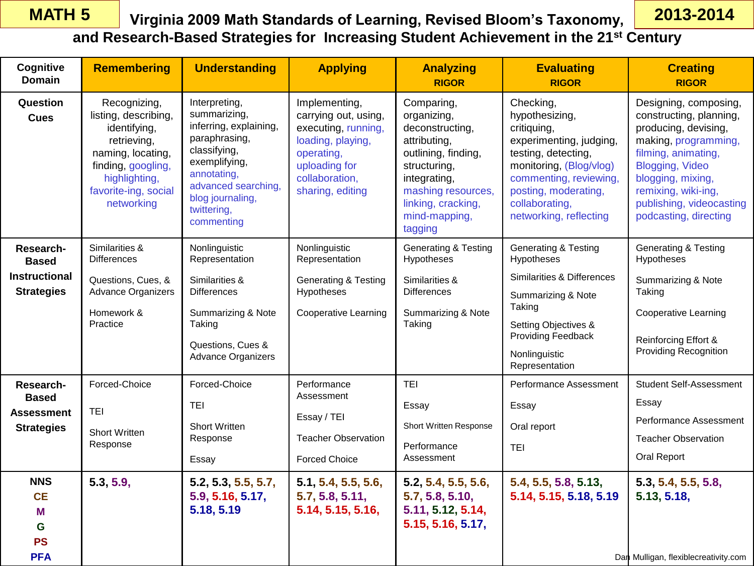**MATH 5** — Virginia 2009 Math Standards of Learning, Revised Bloom's Taxonomy, and Research-Based Strategies for Increasing Student Achievement in the 21st Century — **2013-2014**

| Cognitive Domain | Remembering | Understanding | Applying | Analyzing RIGOR | Evaluating RIGOR | Creating RIGOR |
|---|---|---|---|---|---|---|
| **Question Cues** | Recognizing, listing, describing, identifying, retrieving, naming, locating, finding, googling, highlighting, favorite-ing, social networking | Interpreting, summarizing, inferring, explaining, paraphrasing, classifying, exemplifying, annotating, advanced searching, blog journaling, twittering, commenting | Implementing, carrying out, using, executing, running, loading, playing, operating, uploading for collaboration, sharing, editing | Comparing, organizing, deconstructing, attributing, outlining, finding, structuring, integrating, mashing resources, linking, cracking, mind-mapping, tagging | Checking, hypothesizing, critiquing, experimenting, judging, testing, detecting, monitoring, (Blog/vlog) commenting, reviewing, posting, moderating, collaborating, networking, reflecting | Designing, composing, constructing, planning, producing, devising, making, programming, filming, animating, Blogging, Video blogging, mixing, remixing, wiki-ing, publishing, videocasting podcasting, directing |
| **Research-Based Instructional Strategies** | Similarities & Differences<br><br>Questions, Cues, & Advance Organizers<br><br>Homework & Practice | Nonlinguistic Representation<br><br>Similarities & Differences<br><br>Summarizing & Note Taking<br><br>Questions, Cues & Advance Organizers | Nonlinguistic Representation<br><br>Generating & Testing Hypotheses<br><br>Cooperative Learning | Generating & Testing Hypotheses<br><br>Similarities & Differences<br><br>Summarizing & Note Taking | Generating & Testing Hypotheses<br><br>Similarities & Differences<br><br>Summarizing & Note Taking<br><br>Setting Objectives & Providing Feedback<br><br>Nonlinguistic Representation | Generating & Testing Hypotheses<br><br>Summarizing & Note Taking<br><br>Cooperative Learning<br><br>Reinforcing Effort & Providing Recognition |
| **Research-Based Assessment Strategies** | Forced-Choice<br><br>TEI<br><br>Short Written Response | Forced-Choice<br><br>TEI<br><br>Short Written Response<br><br>Essay | Performance Assessment<br><br>Essay / TEI<br><br>Teacher Observation<br><br>Forced Choice | TEI<br><br>Essay<br><br>Short Written Response<br><br>Performance Assessment | Performance Assessment<br><br>Essay<br><br>Oral report<br><br>TEI | Student Self-Assessment<br><br>Essay<br><br>Performance Assessment<br><br>Teacher Observation<br><br>Oral Report |
| **NNS**<br>**CE**<br>**M**<br>**G**<br>**PS**<br>**PFA** | **5.3, 5.9,** | **5.2, 5.3, 5.5, 5.7, 5.9, 5.16, 5.17, 5.18, 5.19** | **5.1, 5.4, 5.5, 5.6, 5.7, 5.8, 5.11, 5.14, 5.15, 5.16,** | **5.2, 5.4, 5.5, 5.6, 5.7, 5.8, 5.10, 5.11, 5.12, 5.14, 5.15, 5.16, 5.17,** | **5.4, 5.5, 5.8, 5.13, 5.14, 5.15, 5.18, 5.19** | **5.3, 5.4, 5.5, 5.8, 5.13, 5.18,** |

Dan Mulligan, flexiblecreativity.com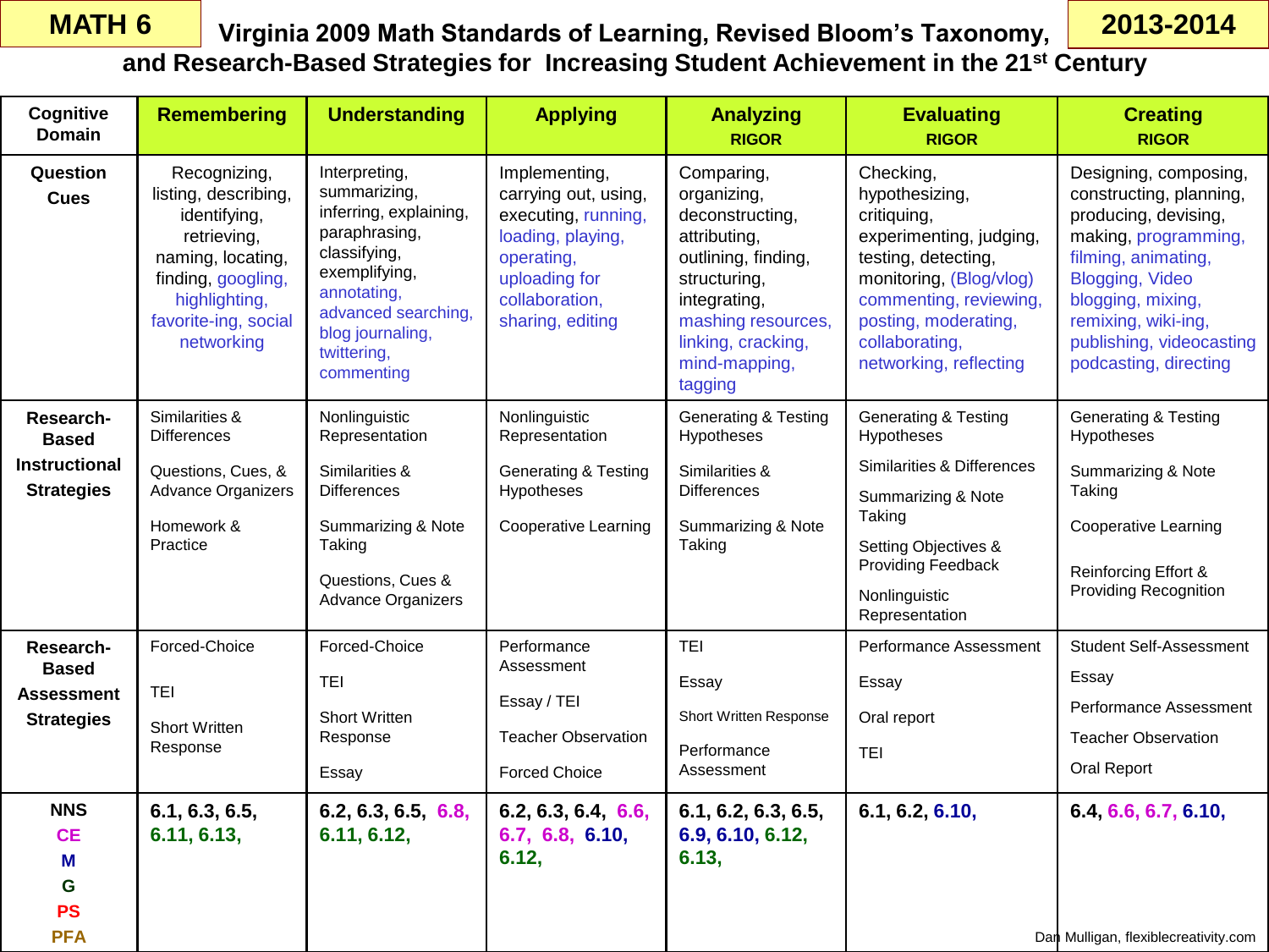# MATH 6 — Virginia 2009 Math Standards of Learning, Revised Bloom's Taxonomy, and Research-Based Strategies for Increasing Student Achievement in the 21st Century — 2013-2014

| Cognitive Domain | Remembering | Understanding | Applying | Analyzing RIGOR | Evaluating RIGOR | Creating RIGOR |
|---|---|---|---|---|---|---|
| **Question Cues** | Recognizing, listing, describing, identifying, retrieving, naming, locating, finding, googling, highlighting, favorite-ing, social networking | Interpreting, summarizing, inferring, explaining, paraphrasing, classifying, exemplifying, annotating, advanced searching, blog journaling, twittering, commenting | Implementing, carrying out, using, executing, running, loading, playing, operating, uploading for collaboration, sharing, editing | Comparing, organizing, deconstructing, attributing, outlining, finding, structuring, integrating, mashing resources, linking, cracking, mind-mapping, tagging | Checking, hypothesizing, critiquing, experimenting, judging, testing, detecting, monitoring, (Blog/vlog) commenting, reviewing, posting, moderating, collaborating, networking, reflecting | Designing, composing, constructing, planning, producing, devising, making, programming, filming, animating, Blogging, Video blogging, mixing, remixing, wiki-ing, publishing, videocasting podcasting, directing |
| **Research-Based Instructional Strategies** | Similarities & Differences<br>Questions, Cues, & Advance Organizers<br>Homework & Practice | Nonlinguistic Representation<br>Similarities & Differences<br>Summarizing & Note Taking<br>Questions, Cues & Advance Organizers | Nonlinguistic Representation<br>Generating & Testing Hypotheses<br>Cooperative Learning | Generating & Testing Hypotheses<br>Similarities & Differences<br>Summarizing & Note Taking | Generating & Testing Hypotheses<br>Similarities & Differences<br>Summarizing & Note Taking<br>Setting Objectives & Providing Feedback<br>Nonlinguistic Representation | Generating & Testing Hypotheses<br>Summarizing & Note Taking<br>Cooperative Learning<br>Reinforcing Effort & Providing Recognition |
| **Research-Based Assessment Strategies** | Forced-Choice<br>TEI<br>Short Written Response | Forced-Choice<br>TEI<br>Short Written Response<br>Essay | Performance Assessment<br>Essay / TEI<br>Teacher Observation<br>Forced Choice | TEI<br>Essay<br>Short Written Response<br>Performance Assessment | Performance Assessment<br>Essay<br>Oral report<br>TEI | Student Self-Assessment<br>Essay<br>Performance Assessment<br>Teacher Observation<br>Oral Report |
| **NNS<br>CE<br>M<br>G<br>PS<br>PFA** | **6.1, 6.3, 6.5, 6.11, 6.13,** | **6.2, 6.3, 6.5, 6.8, 6.11, 6.12,** | **6.2, 6.3, 6.4, 6.6, 6.7, 6.8, 6.10, 6.12,** | **6.1, 6.2, 6.3, 6.5, 6.9, 6.10, 6.12, 6.13,** | **6.1, 6.2, 6.10,** | **6.4, 6.6, 6.7, 6.10,** |

Dan Mulligan, flexiblecreativity.com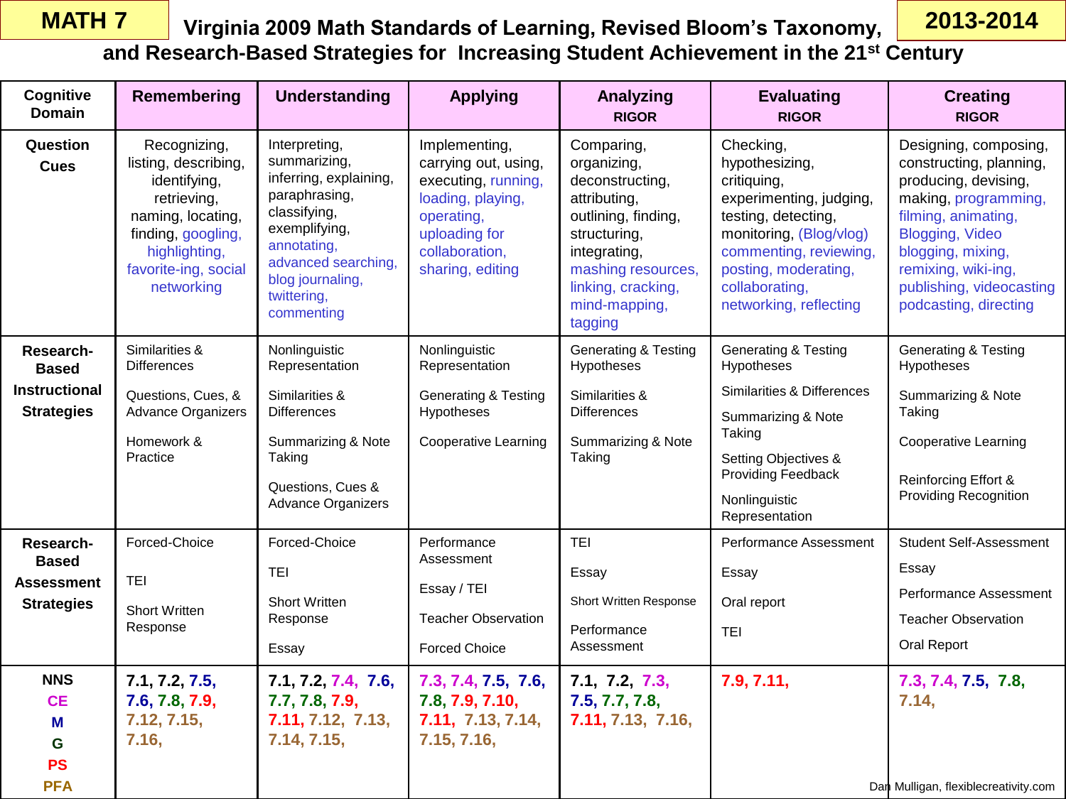**MATH 7** **2013-2014**

# Virginia 2009 Math Standards of Learning, Revised Bloom's Taxonomy, and Research-Based Strategies for Increasing Student Achievement in the 21st Century

| Cognitive Domain | Remembering | Understanding | Applying | Analyzing RIGOR | Evaluating RIGOR | Creating RIGOR |
|---|---|---|---|---|---|---|
| **Question Cues** | Recognizing, listing, describing, identifying, retrieving, naming, locating, finding, googling, highlighting, favorite-ing, social networking | Interpreting, summarizing, inferring, explaining, paraphrasing, classifying, exemplifying, annotating, advanced searching, blog journaling, twittering, commenting | Implementing, carrying out, using, executing, running, loading, playing, operating, uploading for collaboration, sharing, editing | Comparing, organizing, deconstructing, attributing, outlining, finding, structuring, integrating, mashing resources, linking, cracking, mind-mapping, tagging | Checking, hypothesizing, critiquing, experimenting, judging, testing, detecting, monitoring, (Blog/vlog) commenting, reviewing, posting, moderating, collaborating, networking, reflecting | Designing, composing, constructing, planning, producing, devising, making, programming, filming, animating, Blogging, Video blogging, mixing, remixing, wiki-ing, publishing, videocasting podcasting, directing |
| **Research-Based Instructional Strategies** | Similarities & Differences<br><br>Questions, Cues, & Advance Organizers<br><br>Homework & Practice | Nonlinguistic Representation<br><br>Similarities & Differences<br><br>Summarizing & Note Taking<br><br>Questions, Cues & Advance Organizers | Nonlinguistic Representation<br><br>Generating & Testing Hypotheses<br><br>Cooperative Learning | Generating & Testing Hypotheses<br><br>Similarities & Differences<br><br>Summarizing & Note Taking | Generating & Testing Hypotheses<br><br>Similarities & Differences<br><br>Summarizing & Note Taking<br><br>Setting Objectives & Providing Feedback<br><br>Nonlinguistic Representation | Generating & Testing Hypotheses<br><br>Summarizing & Note Taking<br><br>Cooperative Learning<br><br>Reinforcing Effort & Providing Recognition |
| **Research-Based Assessment Strategies** | Forced-Choice<br><br>TEI<br><br>Short Written Response | Forced-Choice<br><br>TEI<br><br>Short Written Response<br><br>Essay | Performance Assessment<br><br>Essay / TEI<br><br>Teacher Observation<br><br>Forced Choice | TEI<br><br>Essay<br><br>Short Written Response<br><br>Performance Assessment | Performance Assessment<br><br>Essay<br><br>Oral report<br><br>TEI | Student Self-Assessment<br><br>Essay<br><br>Performance Assessment<br><br>Teacher Observation<br><br>Oral Report |
| **NNS**<br>**CE**<br>**M**<br>**G**<br>**PS**<br>**PFA** | **7.1, 7.2, 7.5, 7.6, 7.8, 7.9, 7.12, 7.15, 7.16,** | **7.1, 7.2, 7.4, 7.6, 7.7, 7.8, 7.9, 7.11, 7.12, 7.13, 7.14, 7.15,** | **7.3, 7.4, 7.5, 7.6, 7.8, 7.9, 7.10, 7.11, 7.13, 7.14, 7.15, 7.16,** | **7.1, 7.2, 7.3, 7.5, 7.7, 7.8, 7.11, 7.13, 7.16,** | **7.9, 7.11,** | **7.3, 7.4, 7.5, 7.8, 7.14,** |

Dan Mulligan, flexiblecreativity.com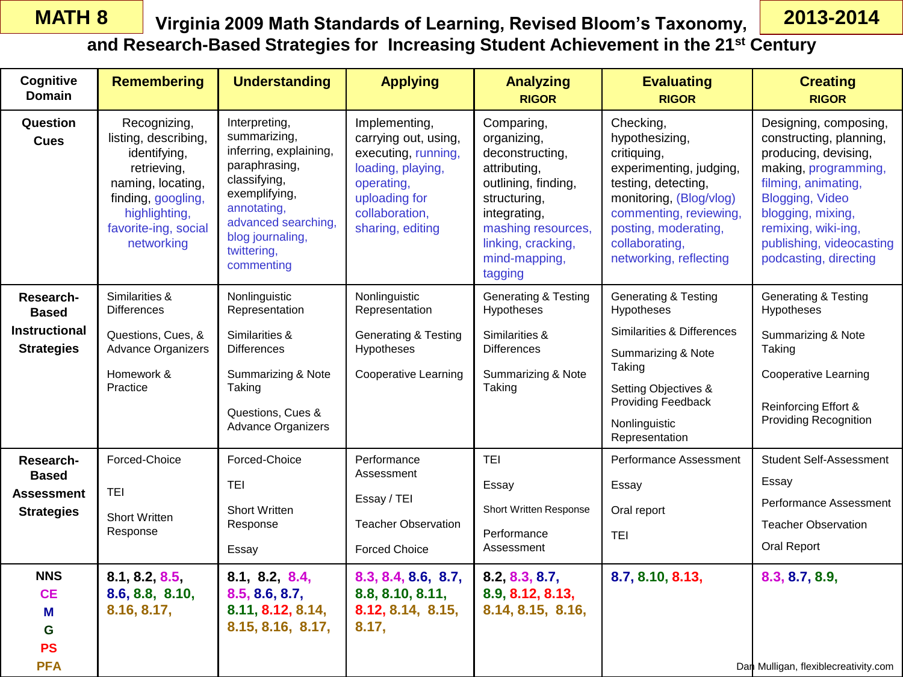# MATH 8 — 2013-2014

## Virginia 2009 Math Standards of Learning, Revised Bloom's Taxonomy, and Research-Based Strategies for Increasing Student Achievement in the 21st Century

| Cognitive Domain | Remembering | Understanding | Applying | Analyzing RIGOR | Evaluating RIGOR | Creating RIGOR |
|---|---|---|---|---|---|---|
| **Question Cues** | Recognizing, listing, describing, identifying, retrieving, naming, locating, finding, googling, highlighting, favorite-ing, social networking | Interpreting, summarizing, inferring, explaining, paraphrasing, classifying, exemplifying, annotating, advanced searching, blog journaling, twittering, commenting | Implementing, carrying out, using, executing, running, loading, playing, operating, uploading for collaboration, sharing, editing | Comparing, organizing, deconstructing, attributing, outlining, finding, structuring, integrating, mashing resources, linking, cracking, mind-mapping, tagging | Checking, hypothesizing, critiquing, experimenting, judging, testing, detecting, monitoring, (Blog/vlog) commenting, reviewing, posting, moderating, collaborating, networking, reflecting | Designing, composing, constructing, planning, producing, devising, making, programming, filming, animating, Blogging, Video blogging, mixing, remixing, wiki-ing, publishing, videocasting podcasting, directing |
| **Research-Based Instructional Strategies** | Similarities & Differences<br>Questions, Cues, & Advance Organizers<br>Homework & Practice | Nonlinguistic Representation<br>Similarities & Differences<br>Summarizing & Note Taking<br>Questions, Cues & Advance Organizers | Nonlinguistic Representation<br>Generating & Testing Hypotheses<br>Cooperative Learning | Generating & Testing Hypotheses<br>Similarities & Differences<br>Summarizing & Note Taking | Generating & Testing Hypotheses<br>Similarities & Differences<br>Summarizing & Note Taking<br>Setting Objectives & Providing Feedback<br>Nonlinguistic Representation | Generating & Testing Hypotheses<br>Summarizing & Note Taking<br>Cooperative Learning<br>Reinforcing Effort & Providing Recognition |
| **Research-Based Assessment Strategies** | Forced-Choice<br>TEI<br>Short Written Response | Forced-Choice<br>TEI<br>Short Written Response<br>Essay | Performance Assessment<br>Essay / TEI<br>Teacher Observation<br>Forced Choice | TEI<br>Essay<br>Short Written Response<br>Performance Assessment | Performance Assessment<br>Essay<br>Oral report<br>TEI | Student Self-Assessment<br>Essay<br>Performance Assessment<br>Teacher Observation<br>Oral Report |
| **NNS<br>CE<br>M<br>G<br>PS<br>PFA** | 8.1, 8.2, 8.5, 8.6, 8.8, 8.10, 8.16, 8.17, | 8.1, 8.2, 8.4, 8.5, 8.6, 8.7, 8.11, 8.12, 8.14, 8.15, 8.16, 8.17, | 8.3, 8.4, 8.6, 8.7, 8.8, 8.10, 8.11, 8.12, 8.14, 8.15, 8.17, | 8.2, 8.3, 8.7, 8.9, 8.12, 8.13, 8.14, 8.15, 8.16, | 8.7, 8.10, 8.13, | 8.3, 8.7, 8.9, |

Dan Mulligan, flexiblecreativity.com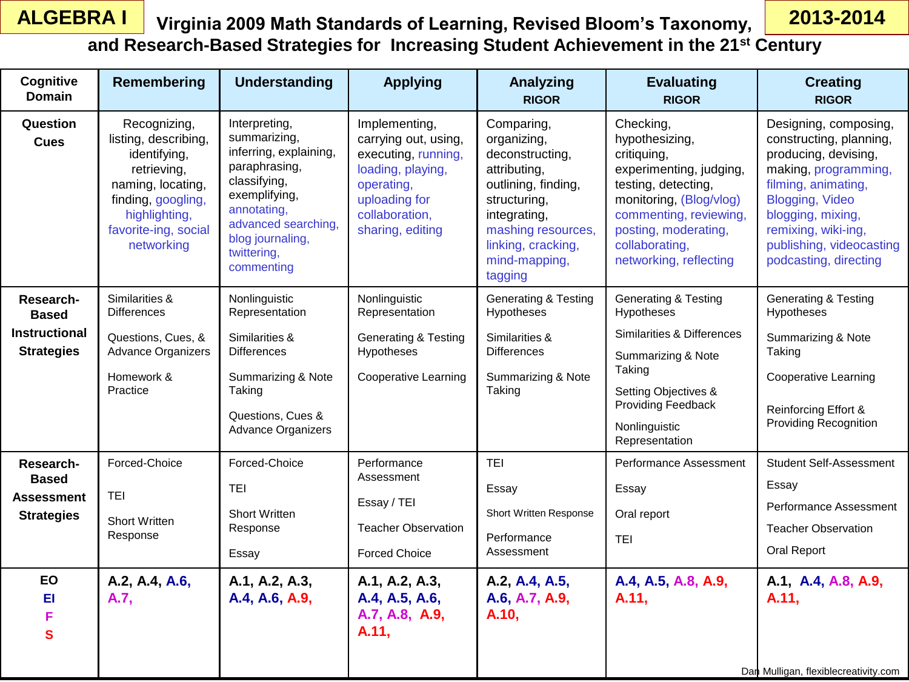**ALGEBRA I** — **2013-2014**

# Virginia 2009 Math Standards of Learning, Revised Bloom's Taxonomy, and Research-Based Strategies for Increasing Student Achievement in the 21st Century

| Cognitive Domain | Remembering | Understanding | Applying | Analyzing RIGOR | Evaluating RIGOR | Creating RIGOR |
|---|---|---|---|---|---|---|
| **Question Cues** | Recognizing, listing, describing, identifying, retrieving, naming, locating, finding, googling, highlighting, favorite-ing, social networking | Interpreting, summarizing, inferring, explaining, paraphrasing, classifying, exemplifying, annotating, advanced searching, blog journaling, twittering, commenting | Implementing, carrying out, using, executing, running, loading, playing, operating, uploading for collaboration, sharing, editing | Comparing, organizing, deconstructing, attributing, outlining, finding, structuring, integrating, mashing resources, linking, cracking, mind-mapping, tagging | Checking, hypothesizing, critiquing, experimenting, judging, testing, detecting, monitoring, (Blog/vlog) commenting, reviewing, posting, moderating, collaborating, networking, reflecting | Designing, composing, constructing, planning, producing, devising, making, programming, filming, animating, Blogging, Video blogging, mixing, remixing, wiki-ing, publishing, videocasting podcasting, directing |
| **Research-Based Instructional Strategies** | Similarities & Differences<br>Questions, Cues, & Advance Organizers<br>Homework & Practice | Nonlinguistic Representation<br>Similarities & Differences<br>Summarizing & Note Taking<br>Questions, Cues & Advance Organizers | Nonlinguistic Representation<br>Generating & Testing Hypotheses<br>Cooperative Learning | Generating & Testing Hypotheses<br>Similarities & Differences<br>Summarizing & Note Taking | Generating & Testing Hypotheses<br>Similarities & Differences<br>Summarizing & Note Taking<br>Setting Objectives & Providing Feedback<br>Nonlinguistic Representation | Generating & Testing Hypotheses<br>Summarizing & Note Taking<br>Cooperative Learning<br>Reinforcing Effort & Providing Recognition |
| **Research-Based Assessment Strategies** | Forced-Choice<br>TEI<br>Short Written Response | Forced-Choice<br>TEI<br>Short Written Response<br>Essay | Performance Assessment<br>Essay / TEI<br>Teacher Observation<br>Forced Choice | TEI<br>Essay<br>Short Written Response<br>Performance Assessment | Performance Assessment<br>Essay<br>Oral report<br>TEI | Student Self-Assessment<br>Essay<br>Performance Assessment<br>Teacher Observation<br>Oral Report |
| **EO<br>EI<br>F<br>S** | A.2, A.4, A.6, A.7, | A.1, A.2, A.3, A.4, A.6, A.9, | A.1, A.2, A.3, A.4, A.5, A.6, A.7, A.8, A.9, A.11, | A.2, A.4, A.5, A.6, A.7, A.9, A.10, | A.4, A.5, A.8, A.9, A.11, | A.1, A.4, A.8, A.9, A.11, |

Dan Mulligan, flexiblecreativity.com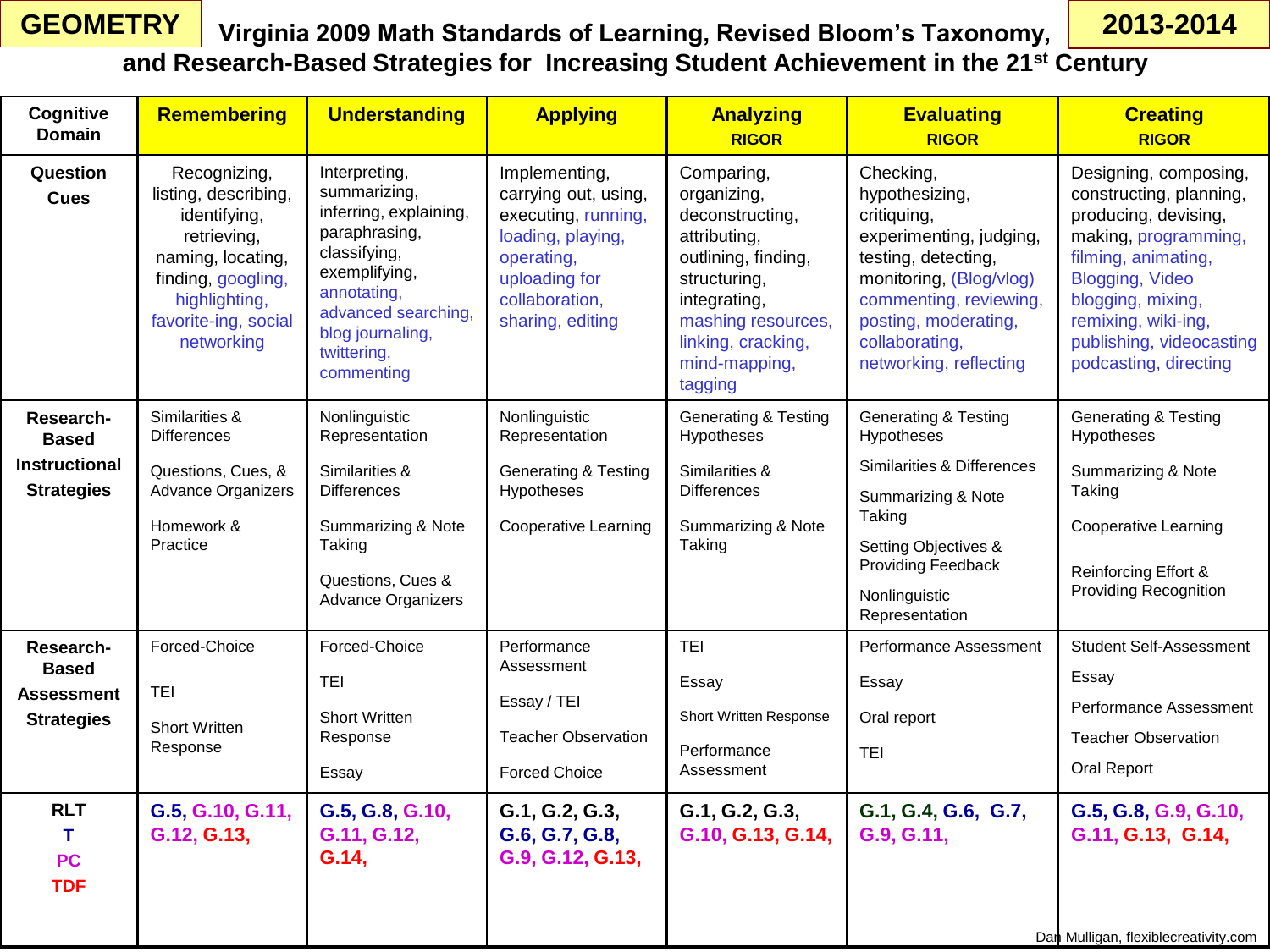**GEOMETRY** **2013-2014**

# Virginia 2009 Math Standards of Learning, Revised Bloom's Taxonomy, and Research-Based Strategies for Increasing Student Achievement in the 21st Century

| Cognitive Domain | Remembering | Understanding | Applying | Analyzing RIGOR | Evaluating RIGOR | Creating RIGOR |
|---|---|---|---|---|---|---|
| Question Cues | Recognizing, listing, describing, identifying, retrieving, naming, locating, finding, googling, highlighting, favorite-ing, social networking | Interpreting, summarizing, inferring, explaining, paraphrasing, classifying, exemplifying, annotating, advanced searching, blog journaling, twittering, commenting | Implementing, carrying out, using, executing, running, loading, playing, operating, uploading for collaboration, sharing, editing | Comparing, organizing, deconstructing, attributing, outlining, finding, structuring, integrating, mashing resources, linking, cracking, mind-mapping, tagging | Checking, hypothesizing, critiquing, experimenting, judging, testing, detecting, monitoring, (Blog/vlog) commenting, reviewing, posting, moderating, collaborating, networking, reflecting | Designing, composing, constructing, planning, producing, devising, making, programming, filming, animating, Blogging, Video blogging, mixing, remixing, wiki-ing, publishing, videocasting podcasting, directing |
| Research-Based Instructional Strategies | Similarities & Differences<br>Questions, Cues, & Advance Organizers<br>Homework & Practice | Nonlinguistic Representation<br>Similarities & Differences<br>Summarizing & Note Taking<br>Questions, Cues & Advance Organizers | Nonlinguistic Representation<br>Generating & Testing Hypotheses<br>Cooperative Learning | Generating & Testing Hypotheses<br>Similarities & Differences<br>Summarizing & Note Taking | Generating & Testing Hypotheses<br>Similarities & Differences<br>Summarizing & Note Taking<br>Setting Objectives & Providing Feedback<br>Nonlinguistic Representation | Generating & Testing Hypotheses<br>Summarizing & Note Taking<br>Cooperative Learning<br>Reinforcing Effort & Providing Recognition |
| Research-Based Assessment Strategies | Forced-Choice<br>TEI<br>Short Written Response | Forced-Choice<br>TEI<br>Short Written Response<br>Essay | Performance Assessment<br>Essay / TEI<br>Teacher Observation<br>Forced Choice | TEI<br>Essay<br>Short Written Response<br>Performance Assessment | Performance Assessment<br>Essay<br>Oral report<br>TEI | Student Self-Assessment<br>Essay<br>Performance Assessment<br>Teacher Observation<br>Oral Report |
| RLT<br>T<br>PC<br>TDF | G.5, G.10, G.11, G.12, G.13, | G.5, G.8, G.10, G.11, G.12, G.14, | G.1, G.2, G.3, G.6, G.7, G.8, G.9, G.12, G.13, | G.1, G.2, G.3, G.10, G.13, G.14, | G.1, G.4, G.6, G.7, G.9, G.11, | G.5, G.8, G.9, G.10, G.11, G.13, G.14, |

Dan Mulligan, flexiblecreativity.com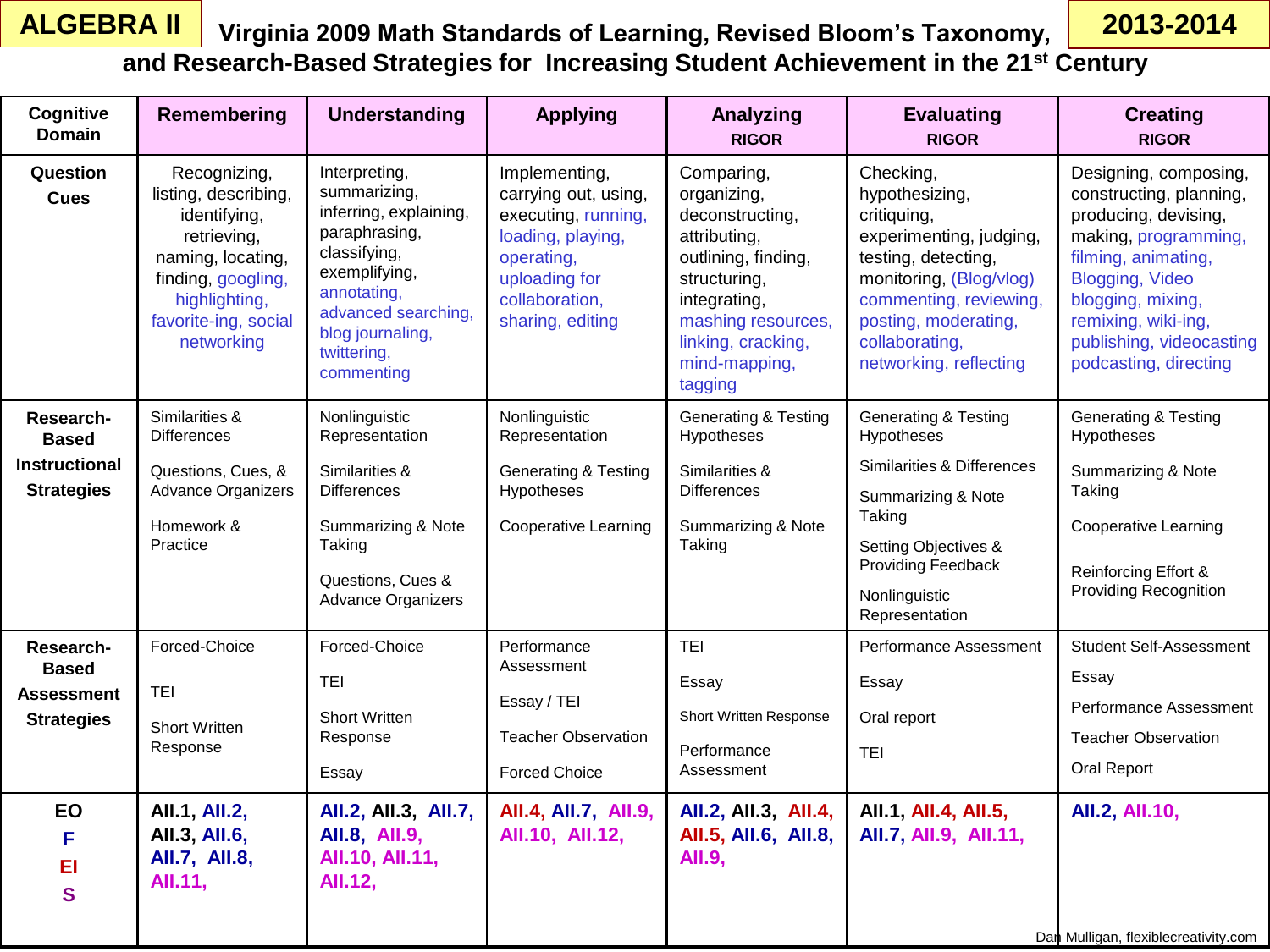**ALGEBRA II** — **Virginia 2009 Math Standards of Learning, Revised Bloom's Taxonomy, and Research-Based Strategies for Increasing Student Achievement in the 21st Century** — **2013-2014**

| Cognitive Domain | Remembering | Understanding | Applying | Analyzing RIGOR | Evaluating RIGOR | Creating RIGOR |
|---|---|---|---|---|---|---|
| **Question Cues** | Recognizing, listing, describing, identifying, retrieving, naming, locating, finding, googling, highlighting, favorite-ing, social networking | Interpreting, summarizing, inferring, explaining, paraphrasing, classifying, exemplifying, annotating, advanced searching, blog journaling, twittering, commenting | Implementing, carrying out, using, executing, running, loading, playing, operating, uploading for collaboration, sharing, editing | Comparing, organizing, deconstructing, attributing, outlining, finding, structuring, integrating, mashing resources, linking, cracking, mind-mapping, tagging | Checking, hypothesizing, critiquing, experimenting, judging, testing, detecting, monitoring, (Blog/vlog) commenting, reviewing, posting, moderating, collaborating, networking, reflecting | Designing, composing, constructing, planning, producing, devising, making, programming, filming, animating, Blogging, Video blogging, mixing, remixing, wiki-ing, publishing, videocasting podcasting, directing |
| **Research-Based Instructional Strategies** | Similarities & Differences<br>Questions, Cues, & Advance Organizers<br>Homework & Practice | Nonlinguistic Representation<br>Similarities & Differences<br>Summarizing & Note Taking<br>Questions, Cues & Advance Organizers | Nonlinguistic Representation<br>Generating & Testing Hypotheses<br>Cooperative Learning | Generating & Testing Hypotheses<br>Similarities & Differences<br>Summarizing & Note Taking | Generating & Testing Hypotheses<br>Similarities & Differences<br>Summarizing & Note Taking<br>Setting Objectives & Providing Feedback<br>Nonlinguistic Representation | Generating & Testing Hypotheses<br>Summarizing & Note Taking<br>Cooperative Learning<br>Reinforcing Effort & Providing Recognition |
| **Research-Based Assessment Strategies** | Forced-Choice<br>TEI<br>Short Written Response | Forced-Choice<br>TEI<br>Short Written Response<br>Essay | Performance Assessment<br>Essay / TEI<br>Teacher Observation<br>Forced Choice | TEI<br>Essay<br>Short Written Response<br>Performance Assessment | Performance Assessment<br>Essay<br>Oral report<br>TEI | Student Self-Assessment<br>Essay<br>Performance Assessment<br>Teacher Observation<br>Oral Report |
| **EO**<br>**F**<br>**EI**<br>**S** | AII.1, AII.2, AII.3, AII.6, AII.7, AII.8, AII.11, | AII.2, AII.3, AII.7, AII.8, AII.9, AII.10, AII.11, AII.12, | AII.4, AII.7, AII.9, AII.10, AII.12, | AII.2, AII.3, AII.4, AII.5, AII.6, AII.8, AII.9, | AII.1, AII.4, AII.5, AII.7, AII.9, AII.11, | AII.2, AII.10, |

Dan Mulligan, flexiblecreativity.com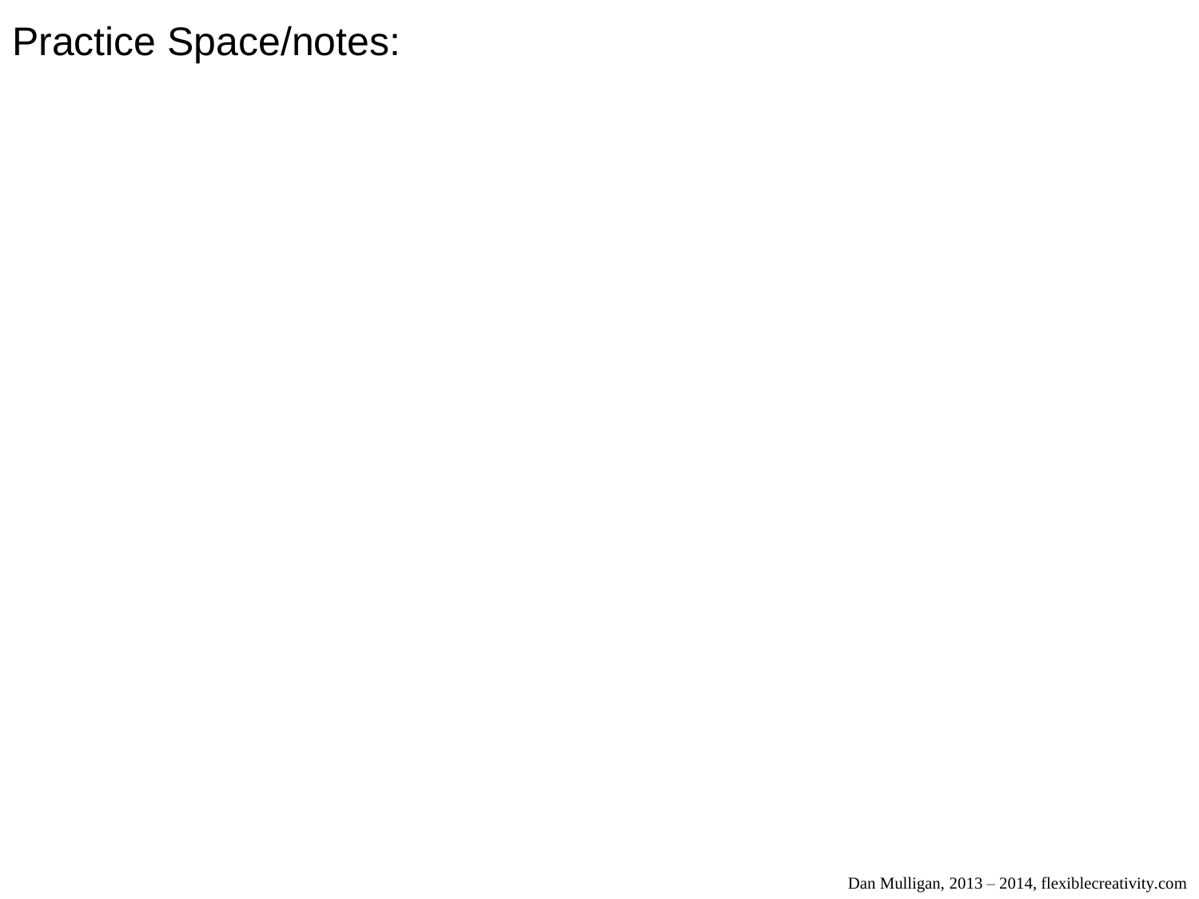# Practice Space/notes: